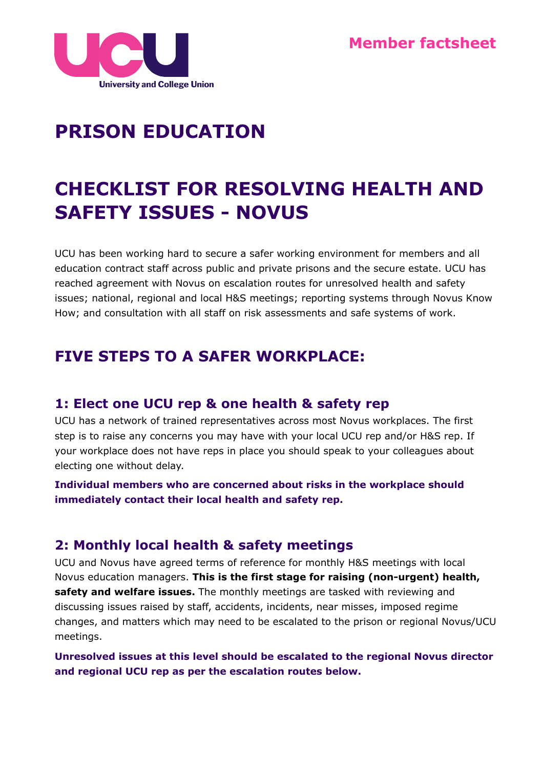Member factsheet

# PRISON EDUCATION

# CHECKLIST FOR RESOLVING HEALTH AND SAFETY ISSUES - NOVUS

UCU has been working hard to secure a safer working environment for members and all education contract staff across public and private prisons and the secure estate. UCU has reached agreement with Novus on escalation routes for unresolved health and safety issues; national, regional and local H&S meetings; reporting systems through Novus Know How; and consultation with all staff on risk assessments and safe systems of work.

## FIVE STEPS TO A SAFER WORKPLACE:

### 1: Elect one UCU rep & one health & safety rep

UCU has a network of trained representatives across most Novus workplaces. The first step is to raise any concerns you may have with your local UCU rep and/or H&S rep. If your workplace does not have reps in place you should speak to your colleagues about electing one without delay.

**Individual members who are concerned about risks in the workplace should immediately contact their local health and safety rep.**

### 2: Monthly local health & safety meetings

UCU and Novus have agreed terms of reference for monthly H&S meetings with local Novus education managers. **This is the first stage for raising (non-urgent) health, safety and welfare issues.** The monthly meetings are tasked with reviewing and discussing issues raised by staff, accidents, incidents, near misses, imposed regime changes, and matters which may need to be escalated to the prison or regional Novus/UCU meetings.

**Unresolved issues at this level should be escalated to the regional Novus director and regional UCU rep as per the escalation routes below.**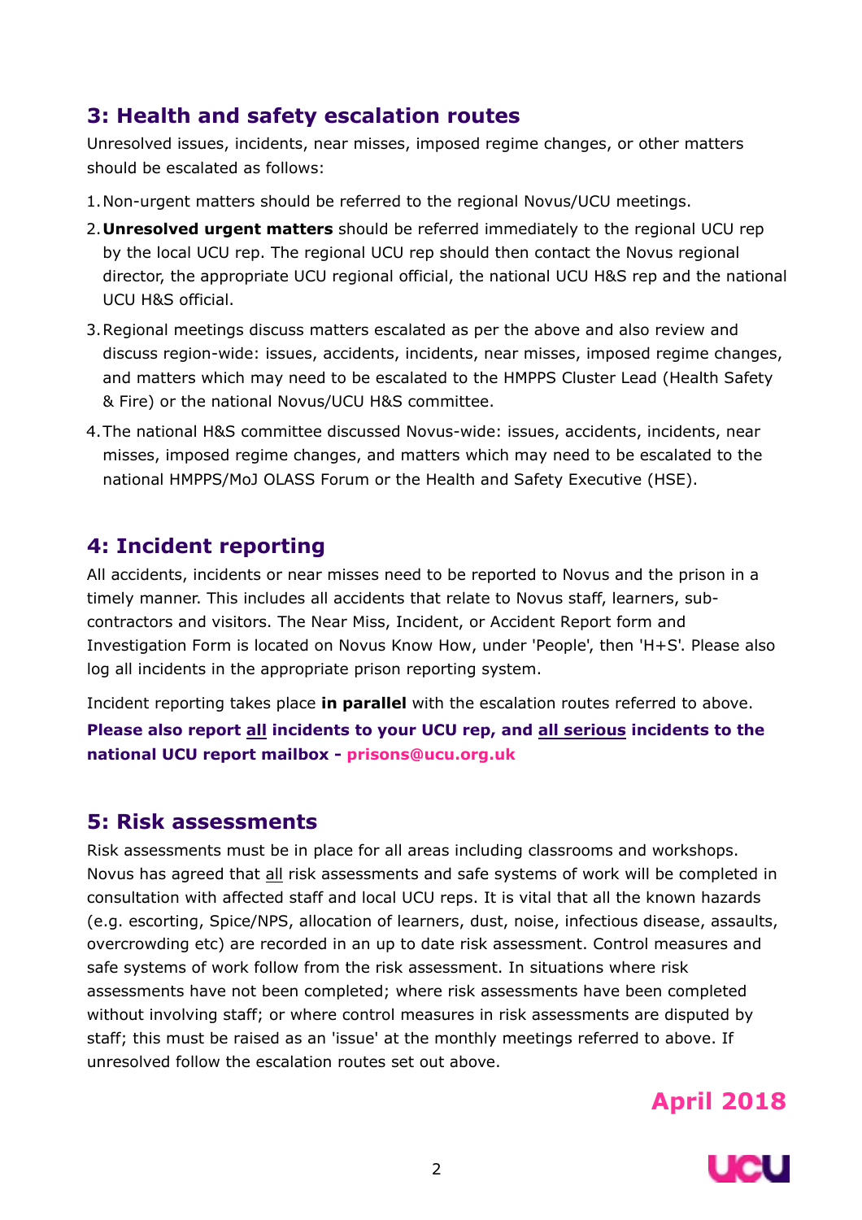## 3: Health and safety escalation routes

Unresolved issues, incidents, near misses, imposed regime changes, or other matters should be escalated as follows:

1. Non-urgent matters should be referred to the regional Novus/UCU meetings.
2. **Unresolved urgent matters** should be referred immediately to the regional UCU rep by the local UCU rep. The regional UCU rep should then contact the Novus regional director, the appropriate UCU regional official, the national UCU H&S rep and the national UCU H&S official.
3. Regional meetings discuss matters escalated as per the above and also review and discuss region-wide: issues, accidents, incidents, near misses, imposed regime changes, and matters which may need to be escalated to the HMPPS Cluster Lead (Health Safety & Fire) or the national Novus/UCU H&S committee.
4. The national H&S committee discussed Novus-wide: issues, accidents, incidents, near misses, imposed regime changes, and matters which may need to be escalated to the national HMPPS/MoJ OLASS Forum or the Health and Safety Executive (HSE).

## 4: Incident reporting

All accidents, incidents or near misses need to be reported to Novus and the prison in a timely manner. This includes all accidents that relate to Novus staff, learners, sub-contractors and visitors. The Near Miss, Incident, or Accident Report form and Investigation Form is located on Novus Know How, under 'People', then 'H+S'. Please also log all incidents in the appropriate prison reporting system.

Incident reporting takes place **in parallel** with the escalation routes referred to above.

**Please also report all incidents to your UCU rep, and all serious incidents to the national UCU report mailbox - prisons@ucu.org.uk**

## 5: Risk assessments

Risk assessments must be in place for all areas including classrooms and workshops. Novus has agreed that all risk assessments and safe systems of work will be completed in consultation with affected staff and local UCU reps. It is vital that all the known hazards (e.g. escorting, Spice/NPS, allocation of learners, dust, noise, infectious disease, assaults, overcrowding etc) are recorded in an up to date risk assessment. Control measures and safe systems of work follow from the risk assessment. In situations where risk assessments have not been completed; where risk assessments have been completed without involving staff; or where control measures in risk assessments are disputed by staff; this must be raised as an 'issue' at the monthly meetings referred to above. If unresolved follow the escalation routes set out above.

**April 2018**